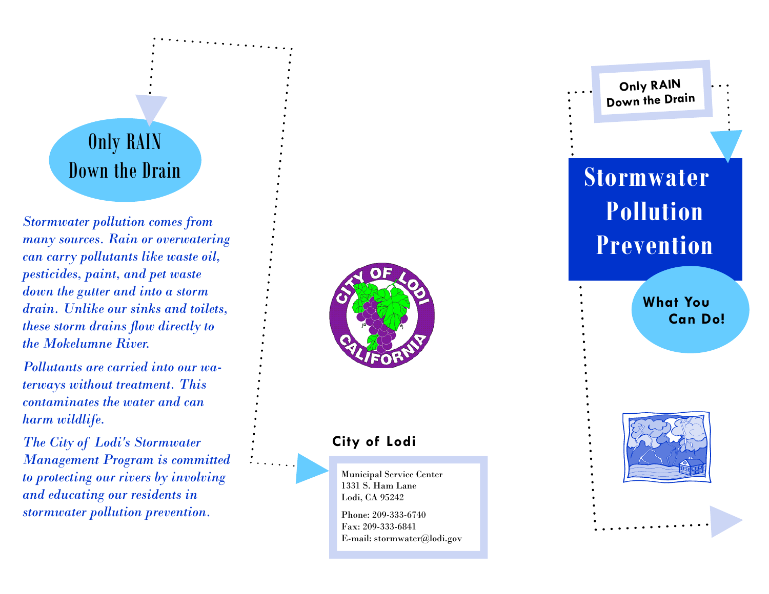## Only RAIN Down the Drain

*Stormwater pollution comes from many sources. Rain or overwatering can carry pollutants like waste oil, pesticides, paint, and pet waste down the gutter and into a storm drain. Unlike our sinks and toilets, these storm drains flow directly to the Mokelumne River.*

*Pollutants are carried into our waterways without treatment. This contaminates the water and can harm wildlife.*

*The City of Lodi's Stormwater Management Program is committed to protecting our rivers by involving and educating our residents in stormwater pollution prevention.*

CITY OF LODI CALIFORNIA

**City of Lodi**

Municipal Service Center
1331 S. Ham Lane
Lodi, CA 95242

Phone: 209-333-6740
Fax: 209-333-6841
E-mail: stormwater@lodi.gov

**Only RAIN Down the Drain**

# Stormwater Pollution Prevention

**What You Can Do!**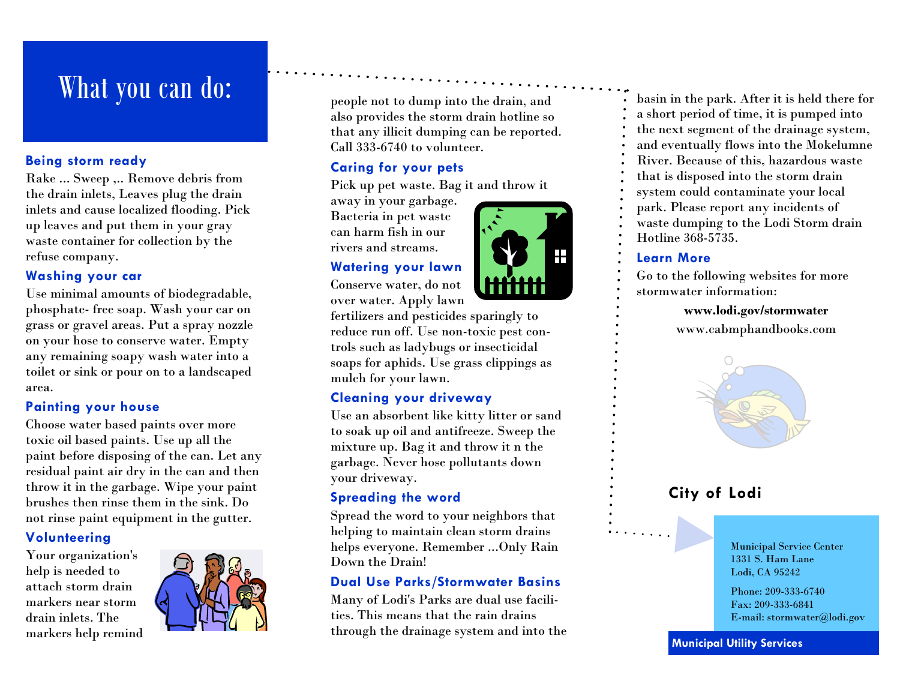# What you can do:

### Being storm ready

Rake ... Sweep ,.. Remove debris from the drain inlets, Leaves plug the drain inlets and cause localized flooding. Pick up leaves and put them in your gray waste container for collection by the refuse company.

### Washing your car

Use minimal amounts of biodegradable, phosphate- free soap. Wash your car on grass or gravel areas. Put a spray nozzle on your hose to conserve water. Empty any remaining soapy wash water into a toilet or sink or pour on to a landscaped area.

### Painting your house

Choose water based paints over more toxic oil based paints. Use up all the paint before disposing of the can. Let any residual paint air dry in the can and then throw it in the garbage. Wipe your paint brushes then rinse them in the sink. Do not rinse paint equipment in the gutter.

### Volunteering

Your organization's help is needed to attach storm drain markers near storm drain inlets. The markers help remind people not to dump into the drain, and also provides the storm drain hotline so that any illicit dumping can be reported. Call 333-6740 to volunteer.

### Caring for your pets

Pick up pet waste. Bag it and throw it away in your garbage. Bacteria in pet waste can harm fish in our rivers and streams.

### Watering your lawn

Conserve water, do not over water. Apply lawn fertilizers and pesticides sparingly to reduce run off. Use non-toxic pest controls such as ladybugs or insecticidal soaps for aphids. Use grass clippings as mulch for your lawn.

### Cleaning your driveway

Use an absorbent like kitty litter or sand to soak up oil and antifreeze. Sweep the mixture up. Bag it and throw it n the garbage. Never hose pollutants down your driveway.

### Spreading the word

Spread the word to your neighbors that helping to maintain clean storm drains helps everyone. Remember ...Only Rain Down the Drain!

### Dual Use Parks/Stormwater Basins

Many of Lodi's Parks are dual use facilities. This means that the rain drains through the drainage system and into the basin in the park. After it is held there for a short period of time, it is pumped into the next segment of the drainage system, and eventually flows into the Mokelumne River. Because of this, hazardous waste that is disposed into the storm drain system could contaminate your local park. Please report any incidents of waste dumping to the Lodi Storm drain Hotline 368-5735.

### Learn More

Go to the following websites for more stormwater information:

**www.lodi.gov/stormwater**

www.cabmphandbooks.com

## City of Lodi

Municipal Service Center
1331 S. Ham Lane
Lodi, CA 95242

Phone: 209-333-6740
Fax: 209-333-6841
E-mail: stormwater@lodi.gov

**Municipal Utility Services**